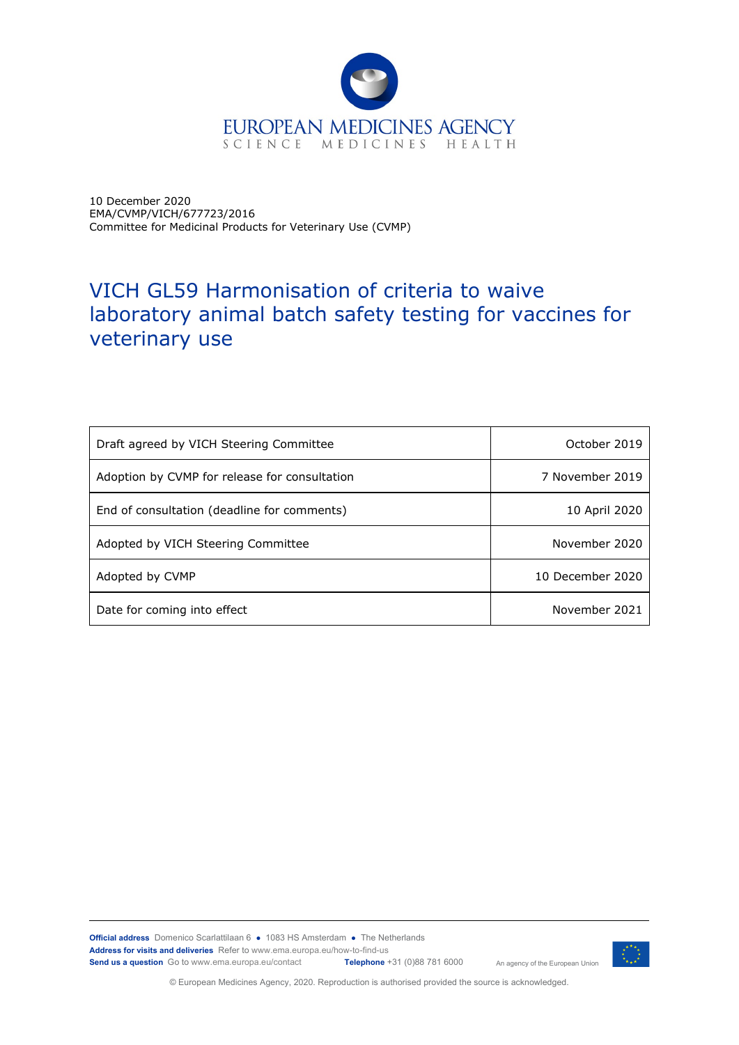EUROPEAN MEDICINES AGENCY
SCIENCE MEDICINES HEALTH

10 December 2020
EMA/CVMP/VICH/677723/2016
Committee for Medicinal Products for Veterinary Use (CVMP)

# VICH GL59 Harmonisation of criteria to waive laboratory animal batch safety testing for vaccines for veterinary use

| | |
|---|---|
| Draft agreed by VICH Steering Committee | October 2019 |
| Adoption by CVMP for release for consultation | 7 November 2019 |
| End of consultation (deadline for comments) | 10 April 2020 |
| Adopted by VICH Steering Committee | November 2020 |
| Adopted by CVMP | 10 December 2020 |
| Date for coming into effect | November 2021 |

**Official address** Domenico Scarlattilaan 6 ● 1083 HS Amsterdam ● The Netherlands
**Address for visits and deliveries** Refer to www.ema.europa.eu/how-to-find-us
**Send us a question** Go to www.ema.europa.eu/contact **Telephone** +31 (0)88 781 6000

An agency of the European Union

© European Medicines Agency, 2020. Reproduction is authorised provided the source is acknowledged.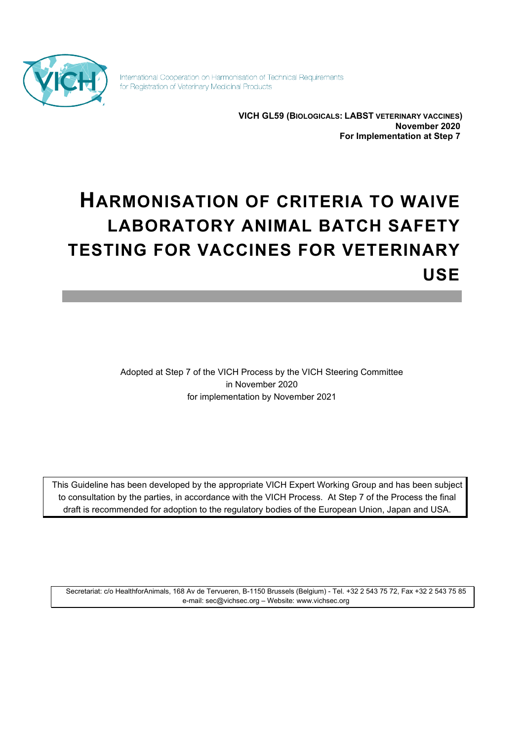International Cooperation on Harmonisation of Technical Requirements for Registration of Veterinary Medicinal Products

**VICH GL59 (BIOLOGICALS: LABST VETERINARY VACCINES)**
**November 2020**
**For Implementation at Step 7**

# HARMONISATION OF CRITERIA TO WAIVE LABORATORY ANIMAL BATCH SAFETY TESTING FOR VACCINES FOR VETERINARY USE

Adopted at Step 7 of the VICH Process by the VICH Steering Committee
in November 2020
for implementation by November 2021

This Guideline has been developed by the appropriate VICH Expert Working Group and has been subject to consultation by the parties, in accordance with the VICH Process. At Step 7 of the Process the final draft is recommended for adoption to the regulatory bodies of the European Union, Japan and USA.

Secretariat: c/o HealthforAnimals, 168 Av de Tervueren, B-1150 Brussels (Belgium) - Tel. +32 2 543 75 72, Fax +32 2 543 75 85
e-mail: sec@vichsec.org – Website: www.vichsec.org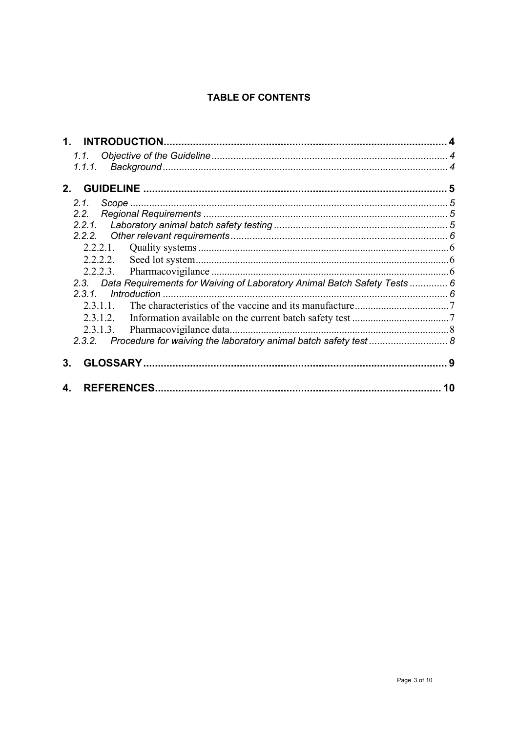**TABLE OF CONTENTS**

- **1. INTRODUCTION** ..... 4
  - *1.1. Objective of the Guideline* ..... 4
  - *1.1.1. Background* ..... 4
- **2. GUIDELINE** ..... 5
  - *2.1. Scope* ..... 5
  - *2.2. Regional Requirements* ..... 5
  - *2.2.1. Laboratory animal batch safety testing* ..... 5
  - *2.2.2. Other relevant requirements* ..... 6
    - 2.2.2.1. Quality systems ..... 6
    - 2.2.2.2. Seed lot system ..... 6
    - 2.2.2.3. Pharmacovigilance ..... 6
  - *2.3. Data Requirements for Waiving of Laboratory Animal Batch Safety Tests* ..... 6
  - *2.3.1. Introduction* ..... 6
    - 2.3.1.1. The characteristics of the vaccine and its manufacture ..... 7
    - 2.3.1.2. Information available on the current batch safety test ..... 7
    - 2.3.1.3. Pharmacovigilance data ..... 8
  - *2.3.2. Procedure for waiving the laboratory animal batch safety test* ..... 8
- **3. GLOSSARY** ..... 9
- **4. REFERENCES** ..... 10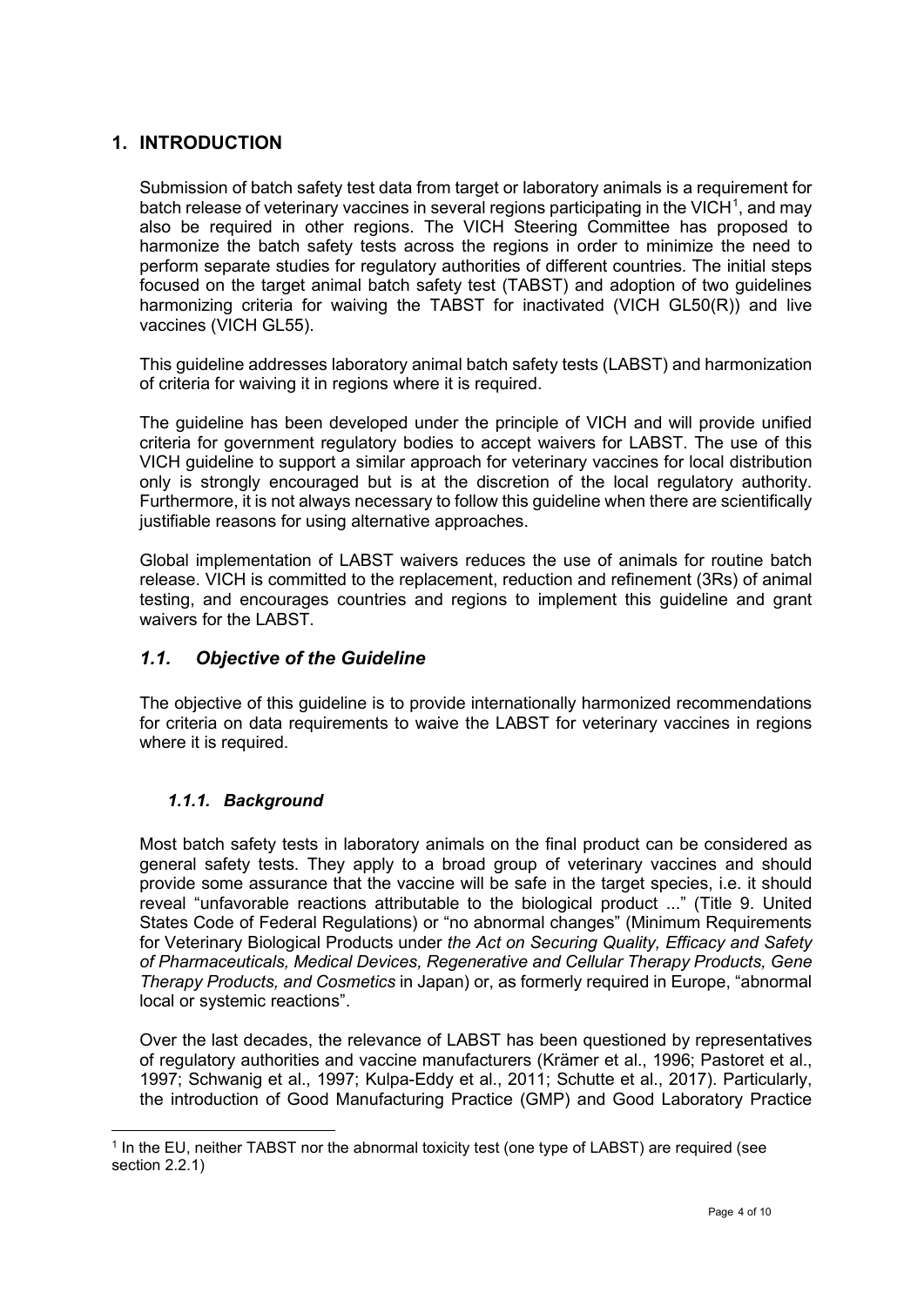## 1. INTRODUCTION

Submission of batch safety test data from target or laboratory animals is a requirement for batch release of veterinary vaccines in several regions participating in the VICH[1], and may also be required in other regions. The VICH Steering Committee has proposed to harmonize the batch safety tests across the regions in order to minimize the need to perform separate studies for regulatory authorities of different countries. The initial steps focused on the target animal batch safety test (TABST) and adoption of two guidelines harmonizing criteria for waiving the TABST for inactivated (VICH GL50(R)) and live vaccines (VICH GL55).

This guideline addresses laboratory animal batch safety tests (LABST) and harmonization of criteria for waiving it in regions where it is required.

The guideline has been developed under the principle of VICH and will provide unified criteria for government regulatory bodies to accept waivers for LABST. The use of this VICH guideline to support a similar approach for veterinary vaccines for local distribution only is strongly encouraged but is at the discretion of the local regulatory authority. Furthermore, it is not always necessary to follow this guideline when there are scientifically justifiable reasons for using alternative approaches.

Global implementation of LABST waivers reduces the use of animals for routine batch release. VICH is committed to the replacement, reduction and refinement (3Rs) of animal testing, and encourages countries and regions to implement this guideline and grant waivers for the LABST.

### *1.1. Objective of the Guideline*

The objective of this guideline is to provide internationally harmonized recommendations for criteria on data requirements to waive the LABST for veterinary vaccines in regions where it is required.

#### *1.1.1. Background*

Most batch safety tests in laboratory animals on the final product can be considered as general safety tests. They apply to a broad group of veterinary vaccines and should provide some assurance that the vaccine will be safe in the target species, i.e. it should reveal "unfavorable reactions attributable to the biological product ..." (Title 9. United States Code of Federal Regulations) or "no abnormal changes" (Minimum Requirements for Veterinary Biological Products under *the Act on Securing Quality, Efficacy and Safety of Pharmaceuticals, Medical Devices, Regenerative and Cellular Therapy Products, Gene Therapy Products, and Cosmetics* in Japan) or, as formerly required in Europe, "abnormal local or systemic reactions".

Over the last decades, the relevance of LABST has been questioned by representatives of regulatory authorities and vaccine manufacturers (Krämer et al., 1996; Pastoret et al., 1997; Schwanig et al., 1997; Kulpa-Eddy et al., 2011; Schutte et al., 2017). Particularly, the introduction of Good Manufacturing Practice (GMP) and Good Laboratory Practice

[1] In the EU, neither TABST nor the abnormal toxicity test (one type of LABST) are required (see section 2.2.1)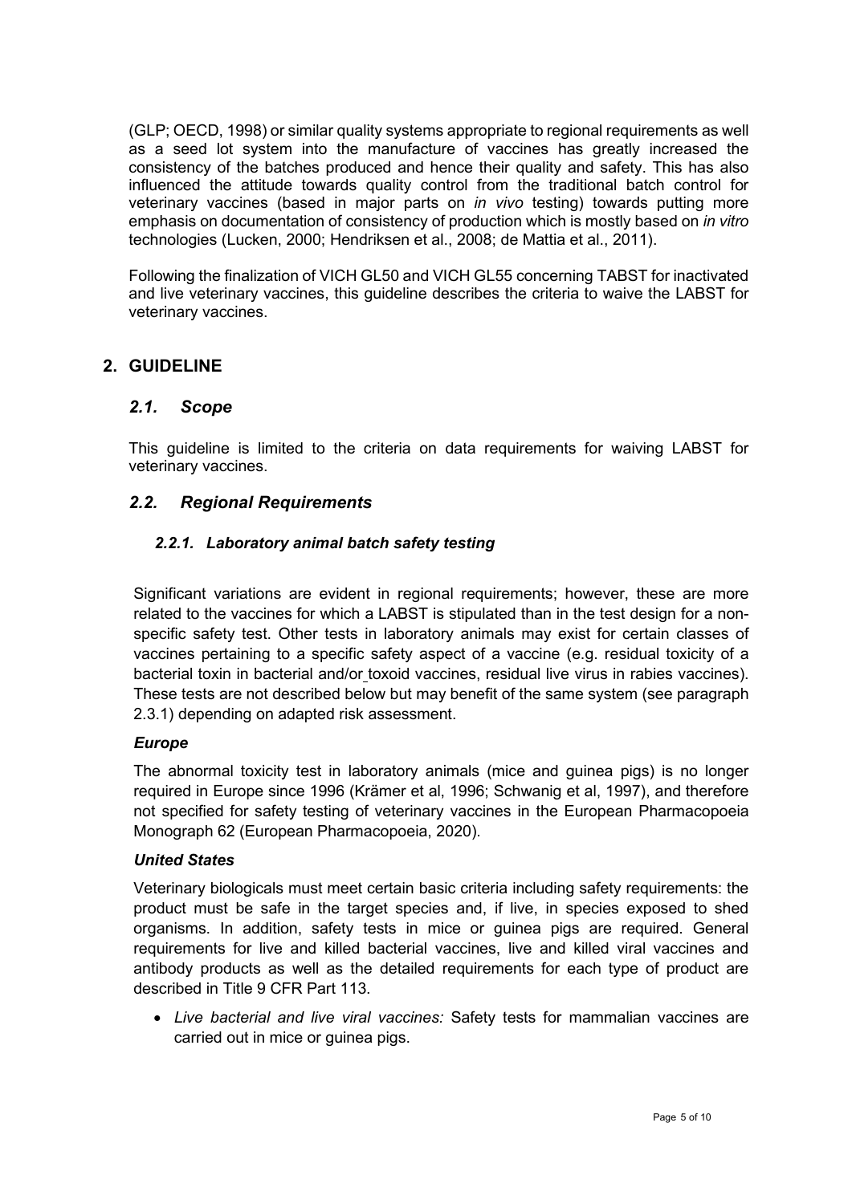(GLP; OECD, 1998) or similar quality systems appropriate to regional requirements as well as a seed lot system into the manufacture of vaccines has greatly increased the consistency of the batches produced and hence their quality and safety. This has also influenced the attitude towards quality control from the traditional batch control for veterinary vaccines (based in major parts on *in vivo* testing) towards putting more emphasis on documentation of consistency of production which is mostly based on *in vitro* technologies (Lucken, 2000; Hendriksen et al., 2008; de Mattia et al., 2011).

Following the finalization of VICH GL50 and VICH GL55 concerning TABST for inactivated and live veterinary vaccines, this guideline describes the criteria to waive the LABST for veterinary vaccines.

## 2. GUIDELINE

### *2.1. Scope*

This guideline is limited to the criteria on data requirements for waiving LABST for veterinary vaccines.

### *2.2. Regional Requirements*

#### *2.2.1. Laboratory animal batch safety testing*

Significant variations are evident in regional requirements; however, these are more related to the vaccines for which a LABST is stipulated than in the test design for a non-specific safety test. Other tests in laboratory animals may exist for certain classes of vaccines pertaining to a specific safety aspect of a vaccine (e.g. residual toxicity of a bacterial toxin in bacterial and/or toxoid vaccines, residual live virus in rabies vaccines). These tests are not described below but may benefit of the same system (see paragraph 2.3.1) depending on adapted risk assessment.

***Europe***

The abnormal toxicity test in laboratory animals (mice and guinea pigs) is no longer required in Europe since 1996 (Krämer et al, 1996; Schwanig et al, 1997), and therefore not specified for safety testing of veterinary vaccines in the European Pharmacopoeia Monograph 62 (European Pharmacopoeia, 2020).

***United States***

Veterinary biologicals must meet certain basic criteria including safety requirements: the product must be safe in the target species and, if live, in species exposed to shed organisms. In addition, safety tests in mice or guinea pigs are required. General requirements for live and killed bacterial vaccines, live and killed viral vaccines and antibody products as well as the detailed requirements for each type of product are described in Title 9 CFR Part 113.

- *Live bacterial and live viral vaccines:* Safety tests for mammalian vaccines are carried out in mice or guinea pigs.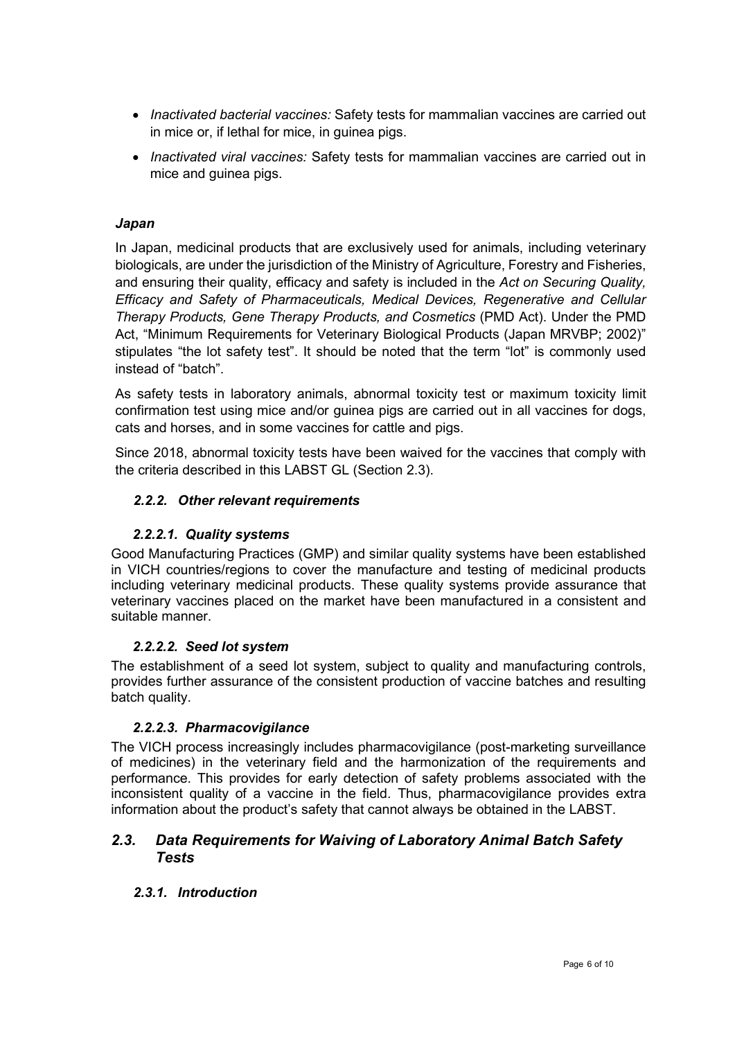- *Inactivated bacterial vaccines:* Safety tests for mammalian vaccines are carried out in mice or, if lethal for mice, in guinea pigs.
- *Inactivated viral vaccines:* Safety tests for mammalian vaccines are carried out in mice and guinea pigs.

***Japan***

In Japan, medicinal products that are exclusively used for animals, including veterinary biologicals, are under the jurisdiction of the Ministry of Agriculture, Forestry and Fisheries, and ensuring their quality, efficacy and safety is included in the *Act on Securing Quality, Efficacy and Safety of Pharmaceuticals, Medical Devices, Regenerative and Cellular Therapy Products, Gene Therapy Products, and Cosmetics* (PMD Act). Under the PMD Act, "Minimum Requirements for Veterinary Biological Products (Japan MRVBP; 2002)" stipulates "the lot safety test". It should be noted that the term "lot" is commonly used instead of "batch".

As safety tests in laboratory animals, abnormal toxicity test or maximum toxicity limit confirmation test using mice and/or guinea pigs are carried out in all vaccines for dogs, cats and horses, and in some vaccines for cattle and pigs.

Since 2018, abnormal toxicity tests have been waived for the vaccines that comply with the criteria described in this LABST GL (Section 2.3).

#### *2.2.2. Other relevant requirements*

##### *2.2.2.1. Quality systems*

Good Manufacturing Practices (GMP) and similar quality systems have been established in VICH countries/regions to cover the manufacture and testing of medicinal products including veterinary medicinal products. These quality systems provide assurance that veterinary vaccines placed on the market have been manufactured in a consistent and suitable manner.

##### *2.2.2.2. Seed lot system*

The establishment of a seed lot system, subject to quality and manufacturing controls, provides further assurance of the consistent production of vaccine batches and resulting batch quality.

##### *2.2.2.3. Pharmacovigilance*

The VICH process increasingly includes pharmacovigilance (post-marketing surveillance of medicines) in the veterinary field and the harmonization of the requirements and performance. This provides for early detection of safety problems associated with the inconsistent quality of a vaccine in the field. Thus, pharmacovigilance provides extra information about the product's safety that cannot always be obtained in the LABST.

### *2.3. Data Requirements for Waiving of Laboratory Animal Batch Safety Tests*

#### *2.3.1. Introduction*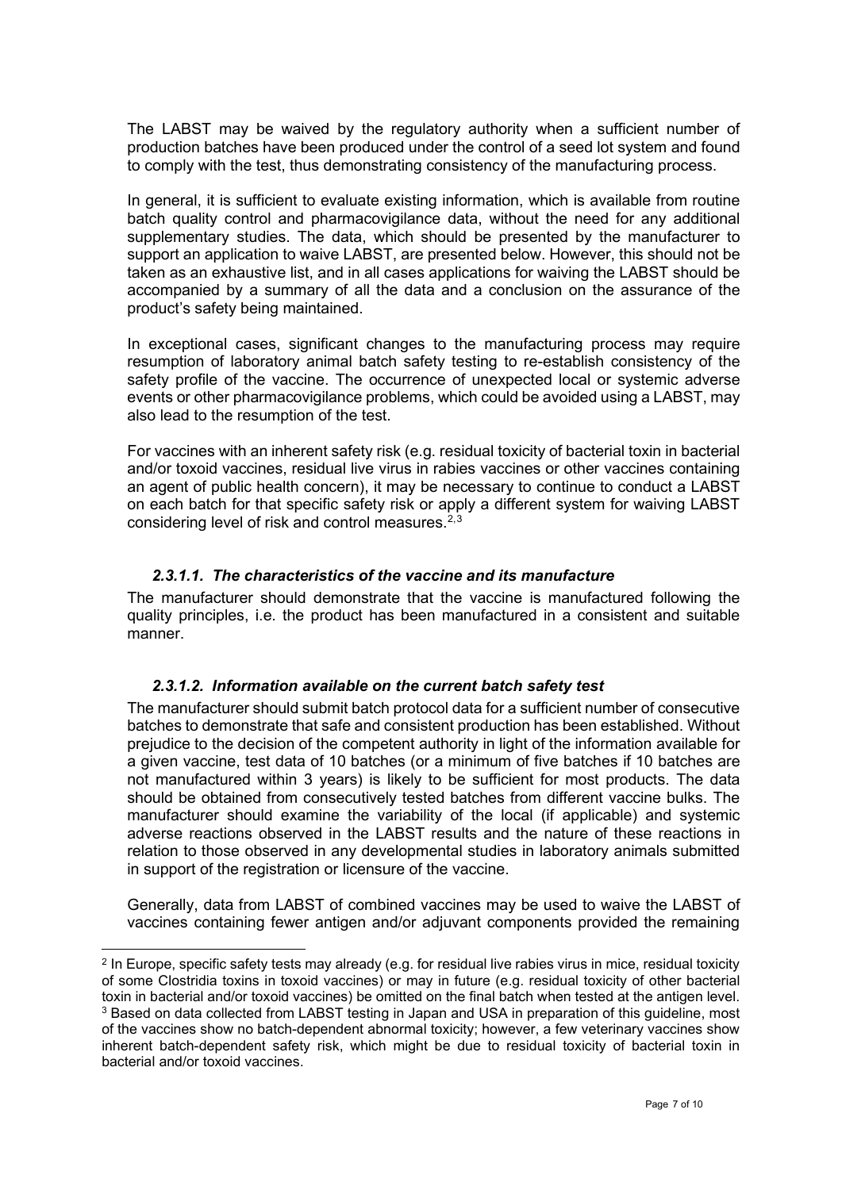The LABST may be waived by the regulatory authority when a sufficient number of production batches have been produced under the control of a seed lot system and found to comply with the test, thus demonstrating consistency of the manufacturing process.

In general, it is sufficient to evaluate existing information, which is available from routine batch quality control and pharmacovigilance data, without the need for any additional supplementary studies. The data, which should be presented by the manufacturer to support an application to waive LABST, are presented below. However, this should not be taken as an exhaustive list, and in all cases applications for waiving the LABST should be accompanied by a summary of all the data and a conclusion on the assurance of the product's safety being maintained.

In exceptional cases, significant changes to the manufacturing process may require resumption of laboratory animal batch safety testing to re-establish consistency of the safety profile of the vaccine. The occurrence of unexpected local or systemic adverse events or other pharmacovigilance problems, which could be avoided using a LABST, may also lead to the resumption of the test.

For vaccines with an inherent safety risk (e.g. residual toxicity of bacterial toxin in bacterial and/or toxoid vaccines, residual live virus in rabies vaccines or other vaccines containing an agent of public health concern), it may be necessary to continue to conduct a LABST on each batch for that specific safety risk or apply a different system for waiving LABST considering level of risk and control measures.[2,3]

#### *2.3.1.1. The characteristics of the vaccine and its manufacture*

The manufacturer should demonstrate that the vaccine is manufactured following the quality principles, i.e. the product has been manufactured in a consistent and suitable manner.

#### *2.3.1.2. Information available on the current batch safety test*

The manufacturer should submit batch protocol data for a sufficient number of consecutive batches to demonstrate that safe and consistent production has been established. Without prejudice to the decision of the competent authority in light of the information available for a given vaccine, test data of 10 batches (or a minimum of five batches if 10 batches are not manufactured within 3 years) is likely to be sufficient for most products. The data should be obtained from consecutively tested batches from different vaccine bulks. The manufacturer should examine the variability of the local (if applicable) and systemic adverse reactions observed in the LABST results and the nature of these reactions in relation to those observed in any developmental studies in laboratory animals submitted in support of the registration or licensure of the vaccine.

Generally, data from LABST of combined vaccines may be used to waive the LABST of vaccines containing fewer antigen and/or adjuvant components provided the remaining

---

[2] In Europe, specific safety tests may already (e.g. for residual live rabies virus in mice, residual toxicity of some Clostridia toxins in toxoid vaccines) or may in future (e.g. residual toxicity of other bacterial toxin in bacterial and/or toxoid vaccines) be omitted on the final batch when tested at the antigen level.

[3] Based on data collected from LABST testing in Japan and USA in preparation of this guideline, most of the vaccines show no batch-dependent abnormal toxicity; however, a few veterinary vaccines show inherent batch-dependent safety risk, which might be due to residual toxicity of bacterial toxin in bacterial and/or toxoid vaccines.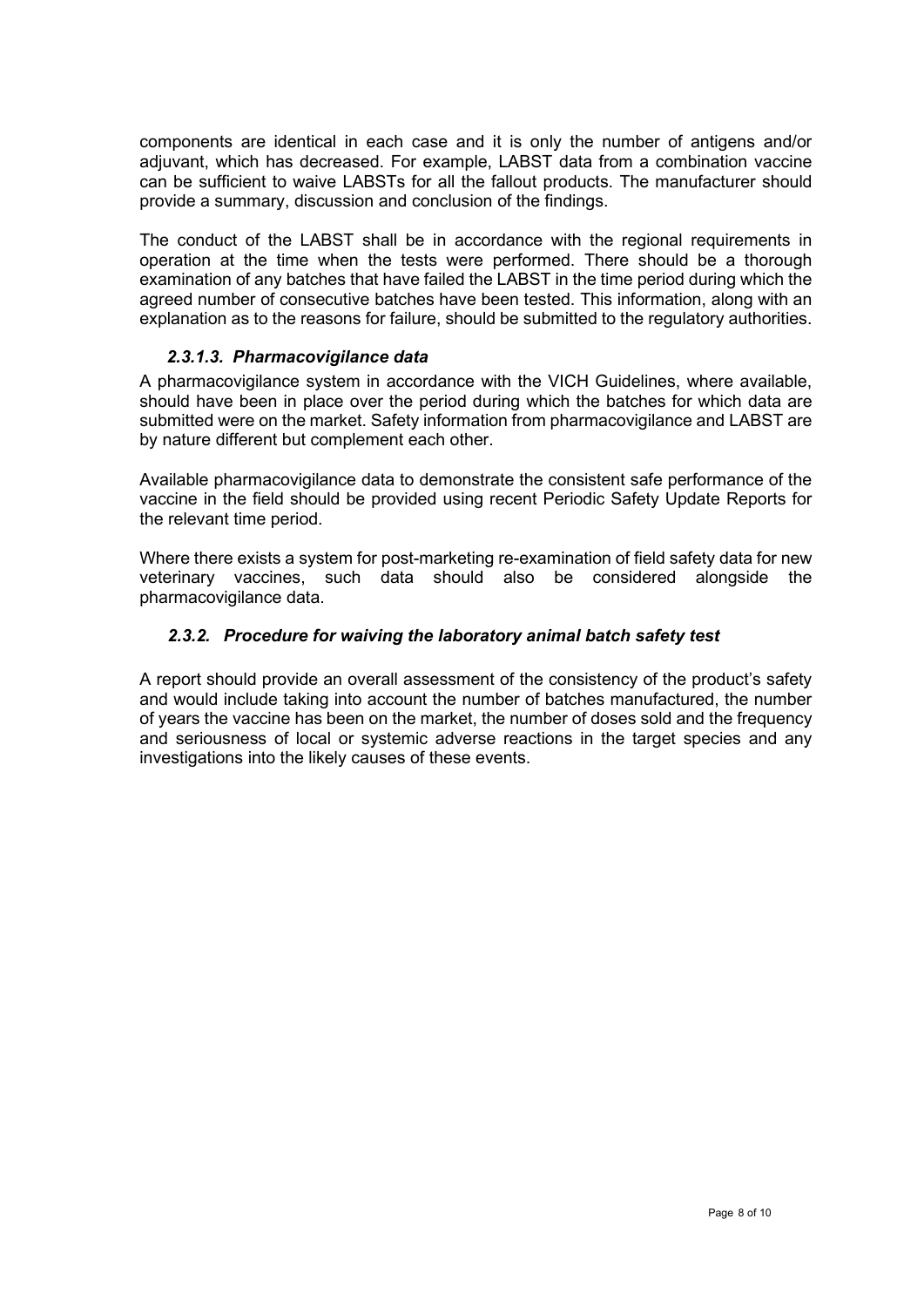components are identical in each case and it is only the number of antigens and/or adjuvant, which has decreased. For example, LABST data from a combination vaccine can be sufficient to waive LABSTs for all the fallout products. The manufacturer should provide a summary, discussion and conclusion of the findings.

The conduct of the LABST shall be in accordance with the regional requirements in operation at the time when the tests were performed. There should be a thorough examination of any batches that have failed the LABST in the time period during which the agreed number of consecutive batches have been tested. This information, along with an explanation as to the reasons for failure, should be submitted to the regulatory authorities.

#### *2.3.1.3. Pharmacovigilance data*

A pharmacovigilance system in accordance with the VICH Guidelines, where available, should have been in place over the period during which the batches for which data are submitted were on the market. Safety information from pharmacovigilance and LABST are by nature different but complement each other.

Available pharmacovigilance data to demonstrate the consistent safe performance of the vaccine in the field should be provided using recent Periodic Safety Update Reports for the relevant time period.

Where there exists a system for post-marketing re-examination of field safety data for new veterinary vaccines, such data should also be considered alongside the pharmacovigilance data.

### *2.3.2. Procedure for waiving the laboratory animal batch safety test*

A report should provide an overall assessment of the consistency of the product's safety and would include taking into account the number of batches manufactured, the number of years the vaccine has been on the market, the number of doses sold and the frequency and seriousness of local or systemic adverse reactions in the target species and any investigations into the likely causes of these events.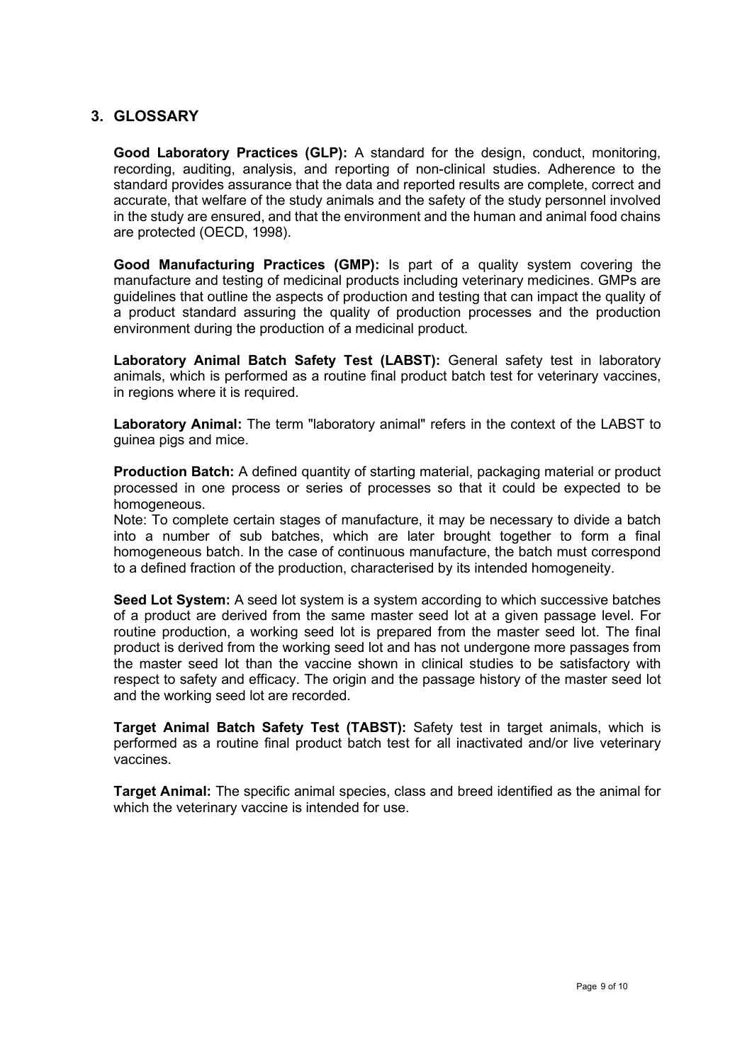## 3. GLOSSARY

**Good Laboratory Practices (GLP):** A standard for the design, conduct, monitoring, recording, auditing, analysis, and reporting of non-clinical studies. Adherence to the standard provides assurance that the data and reported results are complete, correct and accurate, that welfare of the study animals and the safety of the study personnel involved in the study are ensured, and that the environment and the human and animal food chains are protected (OECD, 1998).

**Good Manufacturing Practices (GMP):** Is part of a quality system covering the manufacture and testing of medicinal products including veterinary medicines. GMPs are guidelines that outline the aspects of production and testing that can impact the quality of a product standard assuring the quality of production processes and the production environment during the production of a medicinal product.

**Laboratory Animal Batch Safety Test (LABST):** General safety test in laboratory animals, which is performed as a routine final product batch test for veterinary vaccines, in regions where it is required.

**Laboratory Animal:** The term "laboratory animal" refers in the context of the LABST to guinea pigs and mice.

**Production Batch:** A defined quantity of starting material, packaging material or product processed in one process or series of processes so that it could be expected to be homogeneous.

Note: To complete certain stages of manufacture, it may be necessary to divide a batch into a number of sub batches, which are later brought together to form a final homogeneous batch. In the case of continuous manufacture, the batch must correspond to a defined fraction of the production, characterised by its intended homogeneity.

**Seed Lot System:** A seed lot system is a system according to which successive batches of a product are derived from the same master seed lot at a given passage level. For routine production, a working seed lot is prepared from the master seed lot. The final product is derived from the working seed lot and has not undergone more passages from the master seed lot than the vaccine shown in clinical studies to be satisfactory with respect to safety and efficacy. The origin and the passage history of the master seed lot and the working seed lot are recorded.

**Target Animal Batch Safety Test (TABST):** Safety test in target animals, which is performed as a routine final product batch test for all inactivated and/or live veterinary vaccines.

**Target Animal:** The specific animal species, class and breed identified as the animal for which the veterinary vaccine is intended for use.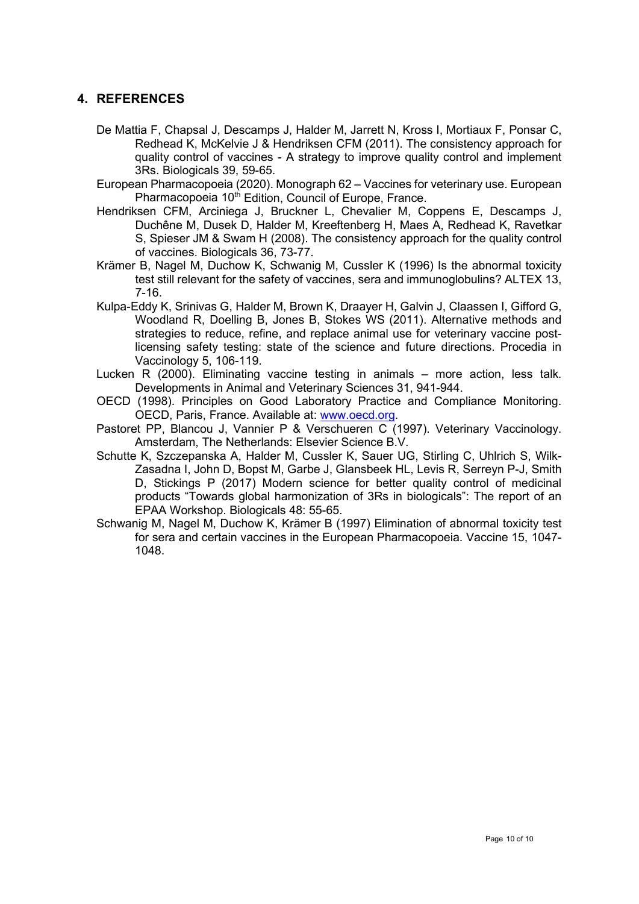## 4. REFERENCES

De Mattia F, Chapsal J, Descamps J, Halder M, Jarrett N, Kross I, Mortiaux F, Ponsar C, Redhead K, McKelvie J & Hendriksen CFM (2011). The consistency approach for quality control of vaccines - A strategy to improve quality control and implement 3Rs. Biologicals 39, 59-65.

European Pharmacopoeia (2020). Monograph 62 – Vaccines for veterinary use. European Pharmacopoeia 10th Edition, Council of Europe, France.

Hendriksen CFM, Arciniega J, Bruckner L, Chevalier M, Coppens E, Descamps J, Duchêne M, Dusek D, Halder M, Kreeftenberg H, Maes A, Redhead K, Ravetkar S, Spieser JM & Swam H (2008). The consistency approach for the quality control of vaccines. Biologicals 36, 73-77.

Krämer B, Nagel M, Duchow K, Schwanig M, Cussler K (1996) Is the abnormal toxicity test still relevant for the safety of vaccines, sera and immunoglobulins? ALTEX 13, 7-16.

Kulpa-Eddy K, Srinivas G, Halder M, Brown K, Draayer H, Galvin J, Claassen I, Gifford G, Woodland R, Doelling B, Jones B, Stokes WS (2011). Alternative methods and strategies to reduce, refine, and replace animal use for veterinary vaccine post-licensing safety testing: state of the science and future directions. Procedia in Vaccinology 5, 106-119.

Lucken R (2000). Eliminating vaccine testing in animals – more action, less talk. Developments in Animal and Veterinary Sciences 31, 941-944.

OECD (1998). Principles on Good Laboratory Practice and Compliance Monitoring. OECD, Paris, France. Available at: www.oecd.org.

Pastoret PP, Blancou J, Vannier P & Verschueren C (1997). Veterinary Vaccinology. Amsterdam, The Netherlands: Elsevier Science B.V.

Schutte K, Szczepanska A, Halder M, Cussler K, Sauer UG, Stirling C, Uhlrich S, Wilk-Zasadna I, John D, Bopst M, Garbe J, Glansbeek HL, Levis R, Serreyn P-J, Smith D, Stickings P (2017) Modern science for better quality control of medicinal products "Towards global harmonization of 3Rs in biologicals": The report of an EPAA Workshop. Biologicals 48: 55-65.

Schwanig M, Nagel M, Duchow K, Krämer B (1997) Elimination of abnormal toxicity test for sera and certain vaccines in the European Pharmacopoeia. Vaccine 15, 1047-1048.